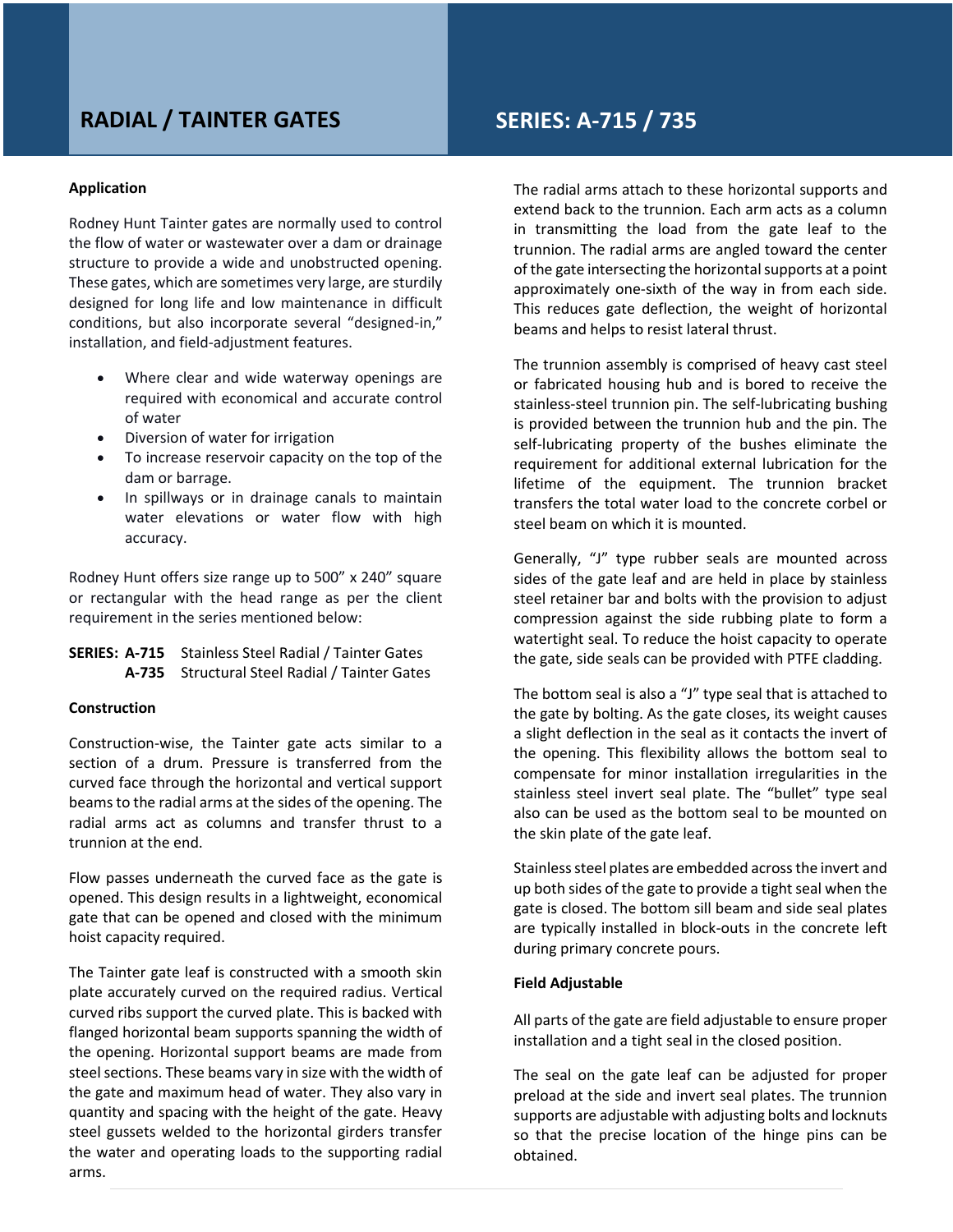# RADIAL / TAINTER GATES

# SERIES: A-715 / 735

### Application

Rodney Hunt Tainter gates are normally used to control the flow of water or wastewater over a dam or drainage structure to provide a wide and unobstructed opening. These gates, which are sometimes very large, are sturdily designed for long life and low maintenance in difficult conditions, but also incorporate several "designed-in," installation, and field-adjustment features.

- Where clear and wide waterway openings are required with economical and accurate control of water
- Diversion of water for irrigation
- To increase reservoir capacity on the top of the dam or barrage.
- In spillways or in drainage canals to maintain water elevations or water flow with high accuracy.

Rodney Hunt offers size range up to 500" x 240" square or rectangular with the head range as per the client requirement in the series mentioned below:

**SERIES: A-715** Stainless Steel Radial / Tainter Gates
**A-735** Structural Steel Radial / Tainter Gates

### Construction

Construction-wise, the Tainter gate acts similar to a section of a drum. Pressure is transferred from the curved face through the horizontal and vertical support beams to the radial arms at the sides of the opening. The radial arms act as columns and transfer thrust to a trunnion at the end.

Flow passes underneath the curved face as the gate is opened. This design results in a lightweight, economical gate that can be opened and closed with the minimum hoist capacity required.

The Tainter gate leaf is constructed with a smooth skin plate accurately curved on the required radius. Vertical curved ribs support the curved plate. This is backed with flanged horizontal beam supports spanning the width of the opening. Horizontal support beams are made from steel sections. These beams vary in size with the width of the gate and maximum head of water. They also vary in quantity and spacing with the height of the gate. Heavy steel gussets welded to the horizontal girders transfer the water and operating loads to the supporting radial arms.

The radial arms attach to these horizontal supports and extend back to the trunnion. Each arm acts as a column in transmitting the load from the gate leaf to the trunnion. The radial arms are angled toward the center of the gate intersecting the horizontal supports at a point approximately one-sixth of the way in from each side. This reduces gate deflection, the weight of horizontal beams and helps to resist lateral thrust.

The trunnion assembly is comprised of heavy cast steel or fabricated housing hub and is bored to receive the stainless-steel trunnion pin. The self-lubricating bushing is provided between the trunnion hub and the pin. The self-lubricating property of the bushes eliminate the requirement for additional external lubrication for the lifetime of the equipment. The trunnion bracket transfers the total water load to the concrete corbel or steel beam on which it is mounted.

Generally, "J" type rubber seals are mounted across sides of the gate leaf and are held in place by stainless steel retainer bar and bolts with the provision to adjust compression against the side rubbing plate to form a watertight seal. To reduce the hoist capacity to operate the gate, side seals can be provided with PTFE cladding.

The bottom seal is also a "J" type seal that is attached to the gate by bolting. As the gate closes, its weight causes a slight deflection in the seal as it contacts the invert of the opening. This flexibility allows the bottom seal to compensate for minor installation irregularities in the stainless steel invert seal plate. The "bullet" type seal also can be used as the bottom seal to be mounted on the skin plate of the gate leaf.

Stainless steel plates are embedded across the invert and up both sides of the gate to provide a tight seal when the gate is closed. The bottom sill beam and side seal plates are typically installed in block-outs in the concrete left during primary concrete pours.

### Field Adjustable

All parts of the gate are field adjustable to ensure proper installation and a tight seal in the closed position.

The seal on the gate leaf can be adjusted for proper preload at the side and invert seal plates. The trunnion supports are adjustable with adjusting bolts and locknuts so that the precise location of the hinge pins can be obtained.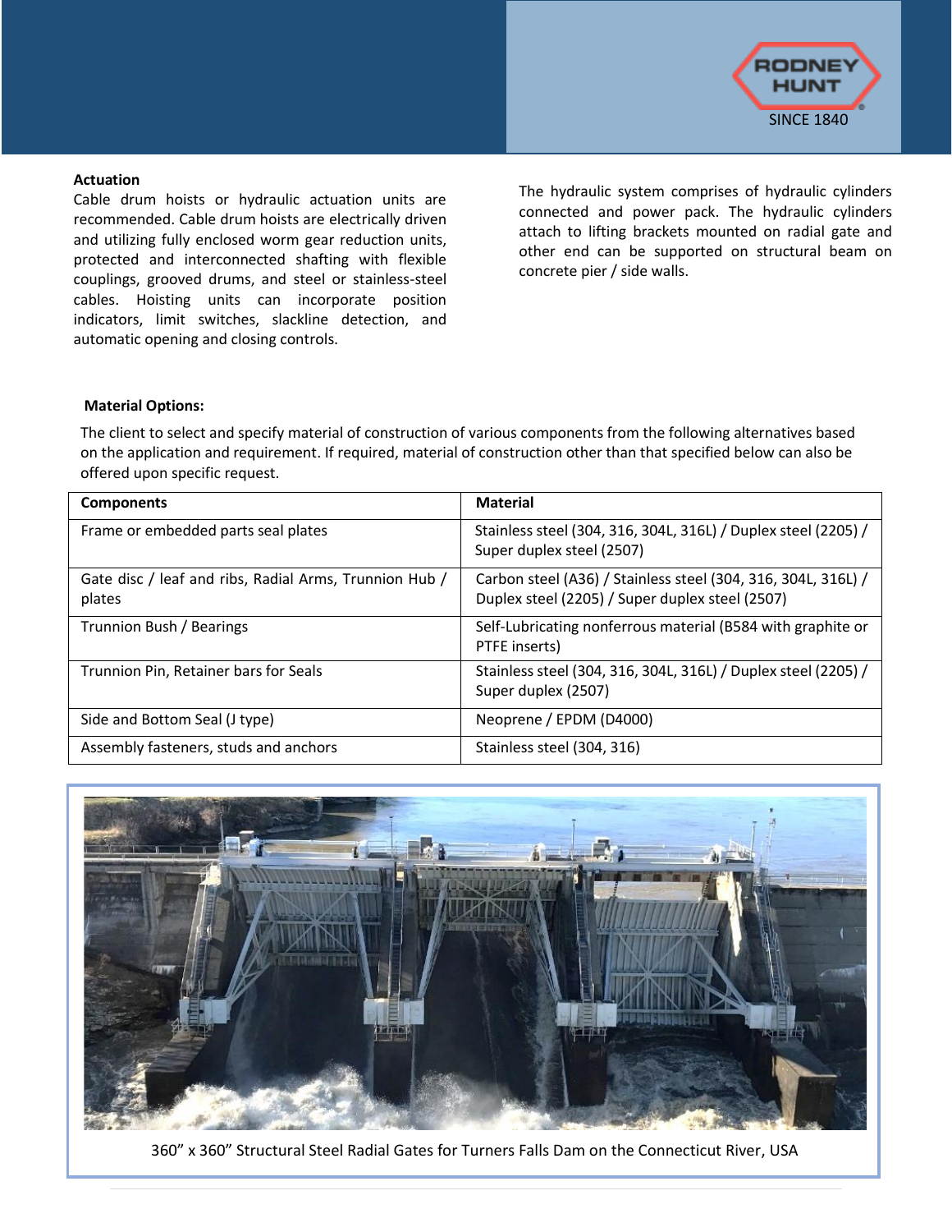**Actuation**

Cable drum hoists or hydraulic actuation units are recommended. Cable drum hoists are electrically driven and utilizing fully enclosed worm gear reduction units, protected and interconnected shafting with flexible couplings, grooved drums, and steel or stainless-steel cables. Hoisting units can incorporate position indicators, limit switches, slackline detection, and automatic opening and closing controls.

The hydraulic system comprises of hydraulic cylinders connected and power pack. The hydraulic cylinders attach to lifting brackets mounted on radial gate and other end can be supported on structural beam on concrete pier / side walls.

**Material Options:**

The client to select and specify material of construction of various components from the following alternatives based on the application and requirement. If required, material of construction other than that specified below can also be offered upon specific request.

| Components | Material |
|---|---|
| Frame or embedded parts seal plates | Stainless steel (304, 316, 304L, 316L) / Duplex steel (2205) / Super duplex steel (2507) |
| Gate disc / leaf and ribs, Radial Arms, Trunnion Hub / plates | Carbon steel (A36) / Stainless steel (304, 316, 304L, 316L) / Duplex steel (2205) / Super duplex steel (2507) |
| Trunnion Bush / Bearings | Self-Lubricating nonferrous material (B584 with graphite or PTFE inserts) |
| Trunnion Pin, Retainer bars for Seals | Stainless steel (304, 316, 304L, 316L) / Duplex steel (2205) / Super duplex (2507) |
| Side and Bottom Seal (J type) | Neoprene / EPDM (D4000) |
| Assembly fasteners, studs and anchors | Stainless steel (304, 316) |

360” x 360” Structural Steel Radial Gates for Turners Falls Dam on the Connecticut River, USA